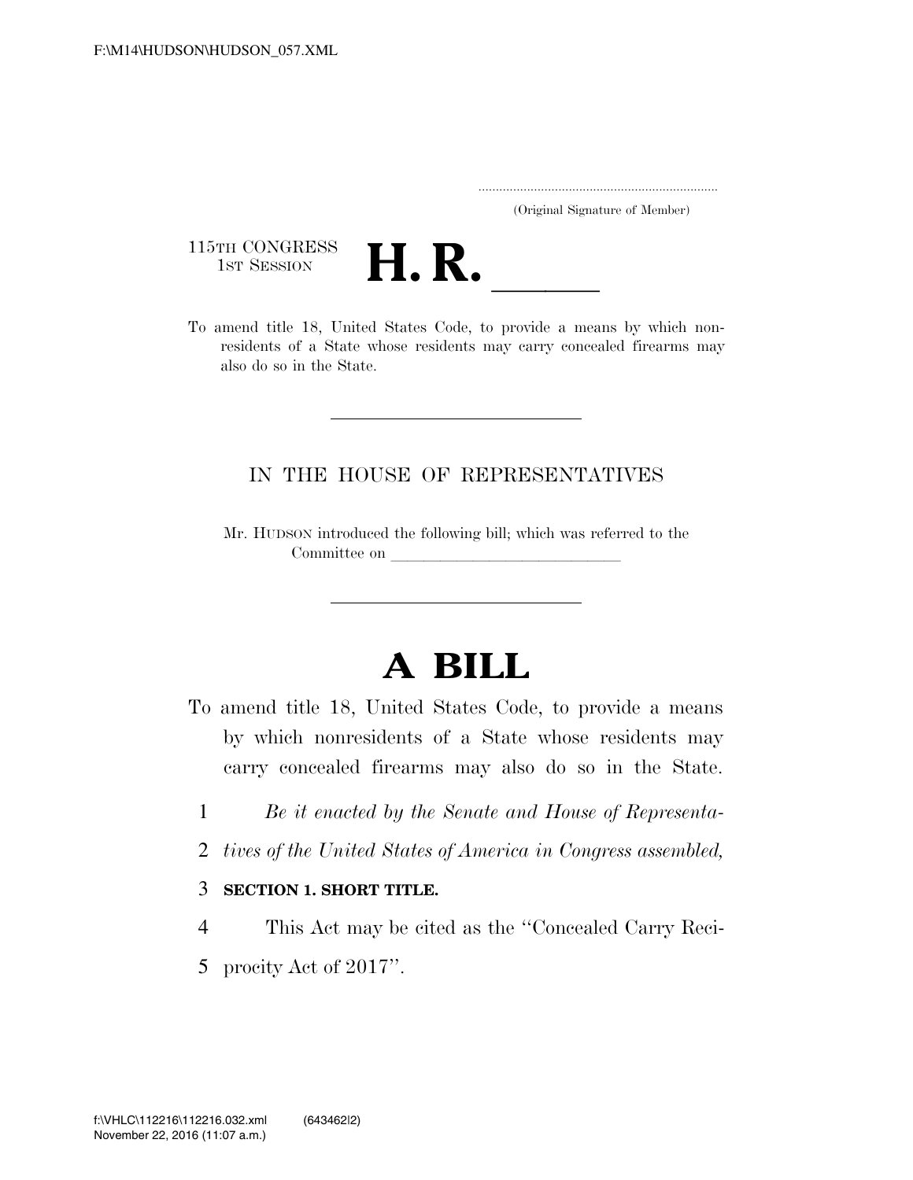(Original Signature of Member)

115TH CONGRESS
1ST SESSION

# H. R. \_\_\_\_\_

To amend title 18, United States Code, to provide a means by which nonresidents of a State whose residents may carry concealed firearms may also do so in the State.

IN THE HOUSE OF REPRESENTATIVES

Mr. HUDSON introduced the following bill; which was referred to the Committee on \_\_\_\_\_\_\_\_\_\_\_\_\_\_\_\_\_\_\_\_\_\_\_\_\_\_\_\_

# A BILL

To amend title 18, United States Code, to provide a means by which nonresidents of a State whose residents may carry concealed firearms may also do so in the State.

1 *Be it enacted by the Senate and House of Representa-*
2 *tives of the United States of America in Congress assembled,*

3 **SECTION 1. SHORT TITLE.**

4 This Act may be cited as the "Concealed Carry Reci-
5 procity Act of 2017".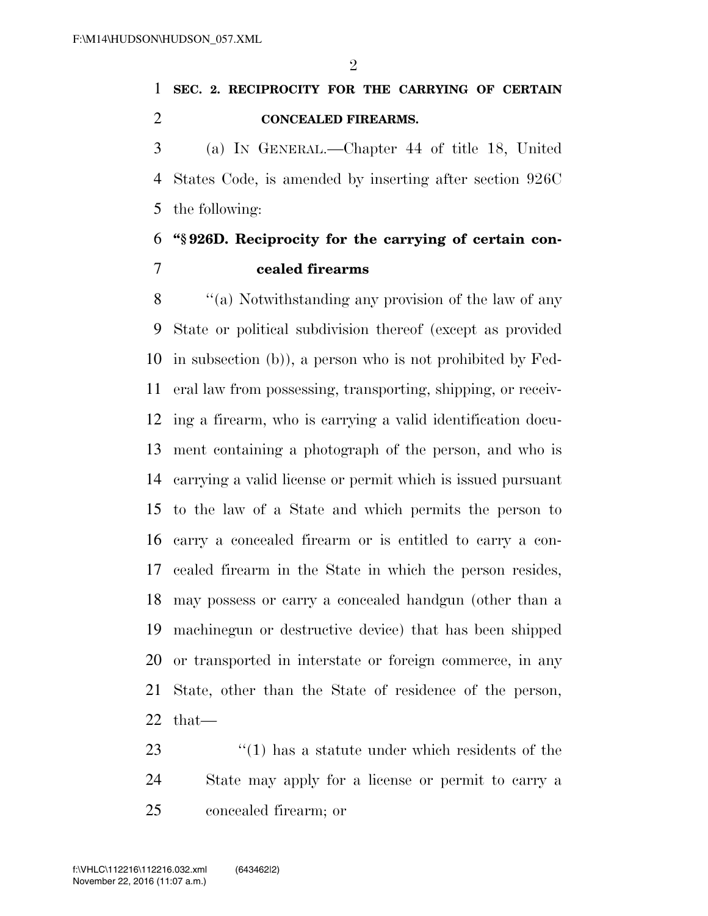**SEC. 2. RECIPROCITY FOR THE CARRYING OF CERTAIN CONCEALED FIREARMS.**

(a) IN GENERAL.—Chapter 44 of title 18, United States Code, is amended by inserting after section 926C the following:

**"§ 926D. Reciprocity for the carrying of certain concealed firearms**

"(a) Notwithstanding any provision of the law of any State or political subdivision thereof (except as provided in subsection (b)), a person who is not prohibited by Federal law from possessing, transporting, shipping, or receiving a firearm, who is carrying a valid identification document containing a photograph of the person, and who is carrying a valid license or permit which is issued pursuant to the law of a State and which permits the person to carry a concealed firearm or is entitled to carry a concealed firearm in the State in which the person resides, may possess or carry a concealed handgun (other than a machinegun or destructive device) that has been shipped or transported in interstate or foreign commerce, in any State, other than the State of residence of the person, that—

"(1) has a statute under which residents of the State may apply for a license or permit to carry a concealed firearm; or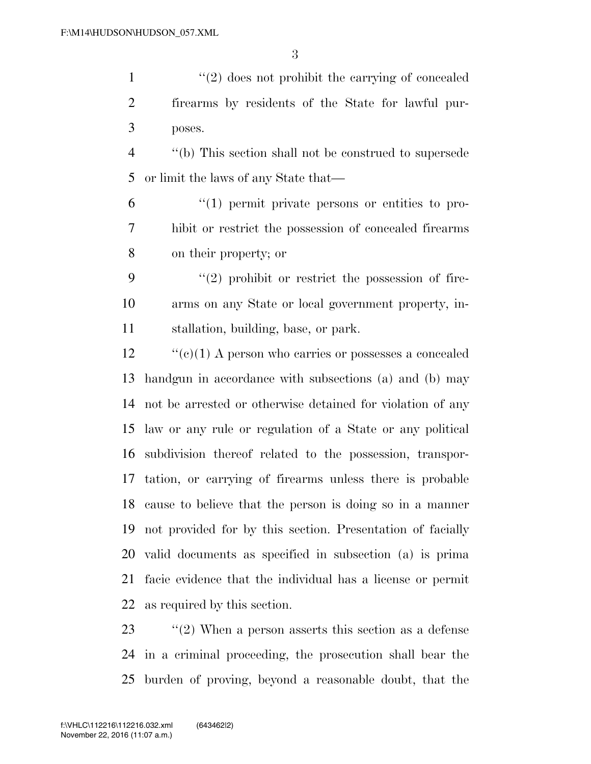''(2) does not prohibit the carrying of concealed firearms by residents of the State for lawful purposes.

''(b) This section shall not be construed to supersede or limit the laws of any State that—

''(1) permit private persons or entities to prohibit or restrict the possession of concealed firearms on their property; or

''(2) prohibit or restrict the possession of firearms on any State or local government property, installation, building, base, or park.

''(c)(1) A person who carries or possesses a concealed handgun in accordance with subsections (a) and (b) may not be arrested or otherwise detained for violation of any law or any rule or regulation of a State or any political subdivision thereof related to the possession, transportation, or carrying of firearms unless there is probable cause to believe that the person is doing so in a manner not provided for by this section. Presentation of facially valid documents as specified in subsection (a) is prima facie evidence that the individual has a license or permit as required by this section.

''(2) When a person asserts this section as a defense in a criminal proceeding, the prosecution shall bear the burden of proving, beyond a reasonable doubt, that the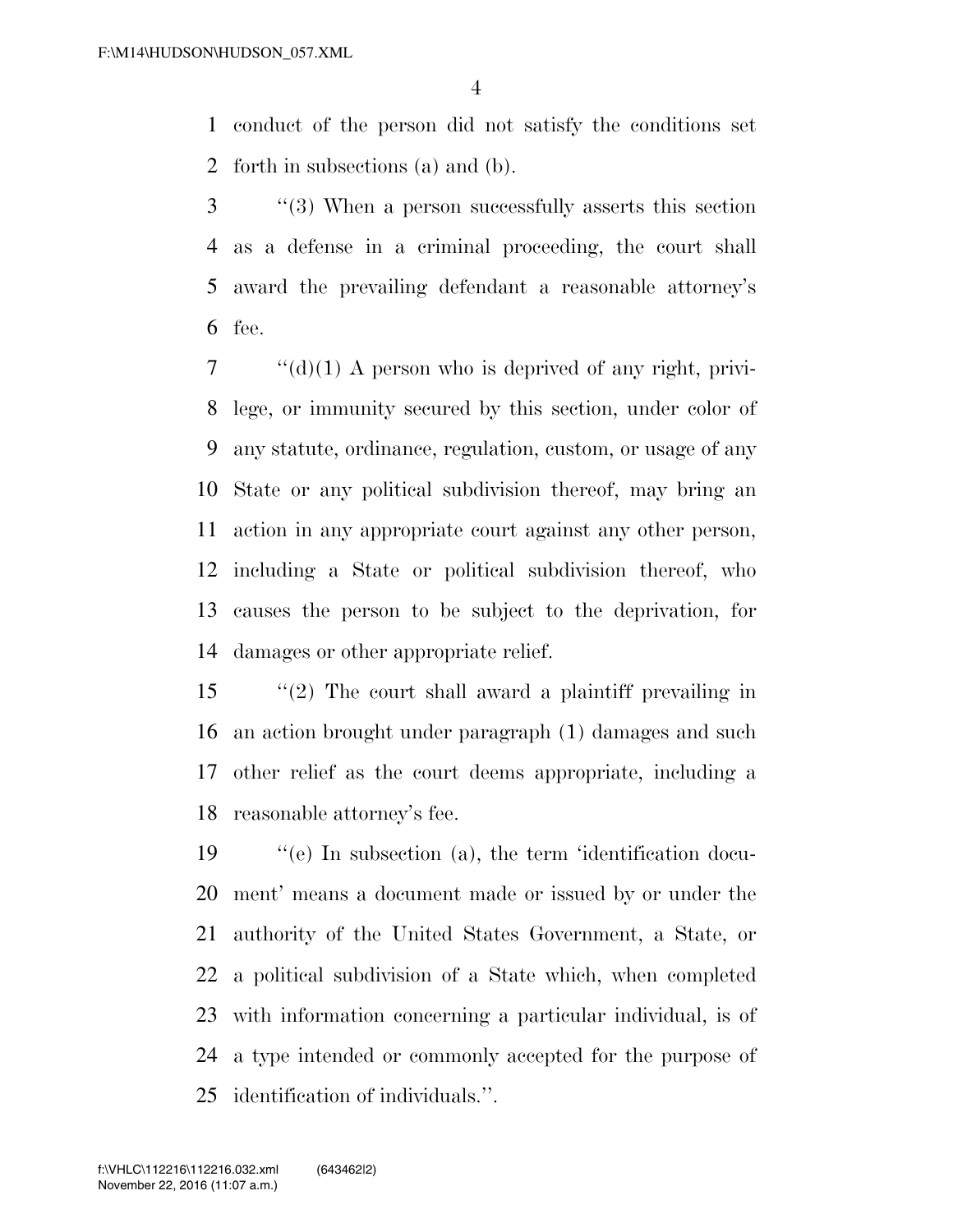conduct of the person did not satisfy the conditions set forth in subsections (a) and (b).

''(3) When a person successfully asserts this section as a defense in a criminal proceeding, the court shall award the prevailing defendant a reasonable attorney's fee.

''(d)(1) A person who is deprived of any right, privilege, or immunity secured by this section, under color of any statute, ordinance, regulation, custom, or usage of any State or any political subdivision thereof, may bring an action in any appropriate court against any other person, including a State or political subdivision thereof, who causes the person to be subject to the deprivation, for damages or other appropriate relief.

''(2) The court shall award a plaintiff prevailing in an action brought under paragraph (1) damages and such other relief as the court deems appropriate, including a reasonable attorney's fee.

''(e) In subsection (a), the term 'identification document' means a document made or issued by or under the authority of the United States Government, a State, or a political subdivision of a State which, when completed with information concerning a particular individual, is of a type intended or commonly accepted for the purpose of identification of individuals.''.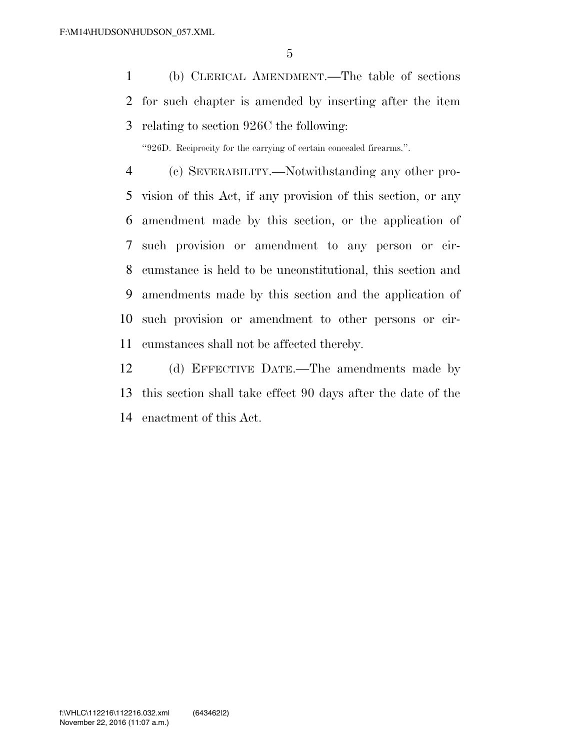(b) CLERICAL AMENDMENT.—The table of sections for such chapter is amended by inserting after the item relating to section 926C the following:

"926D. Reciprocity for the carrying of certain concealed firearms.".

(c) SEVERABILITY.—Notwithstanding any other provision of this Act, if any provision of this section, or any amendment made by this section, or the application of such provision or amendment to any person or circumstance is held to be unconstitutional, this section and amendments made by this section and the application of such provision or amendment to other persons or circumstances shall not be affected thereby.

(d) EFFECTIVE DATE.—The amendments made by this section shall take effect 90 days after the date of the enactment of this Act.